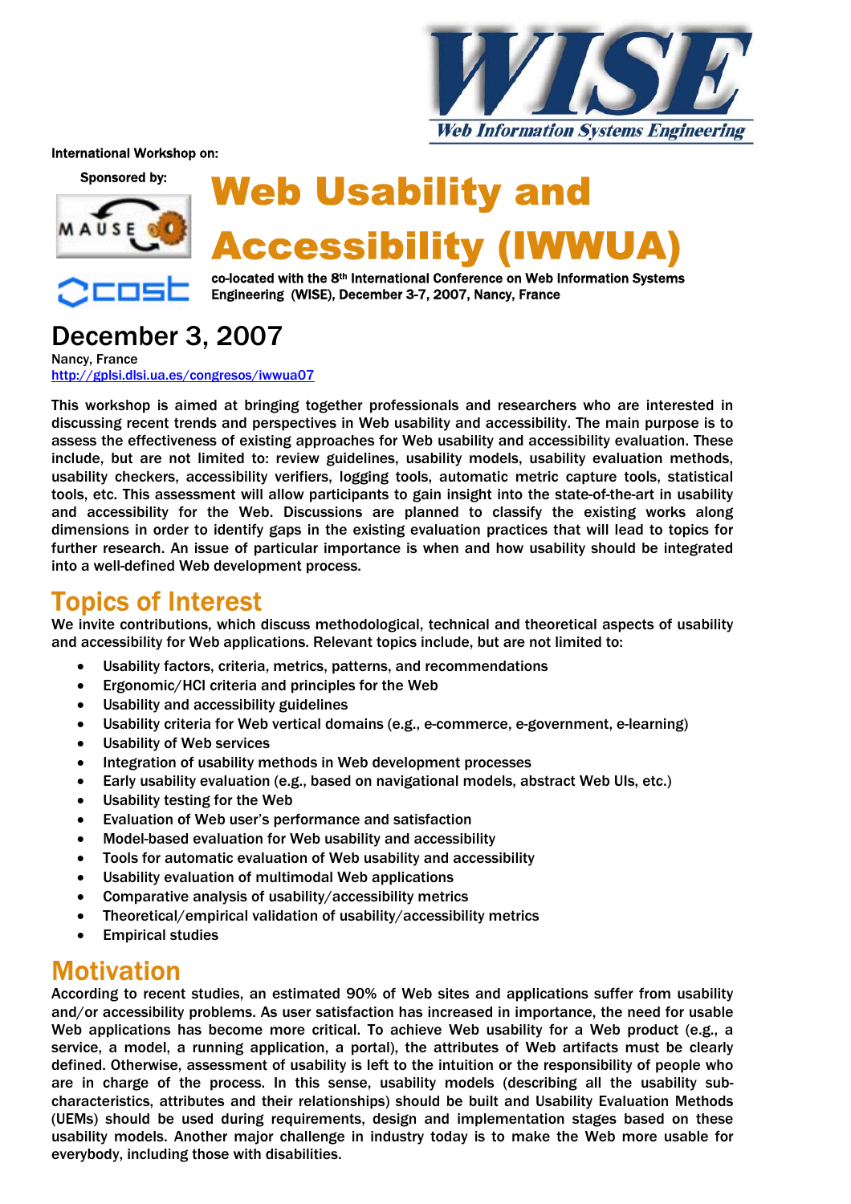WISE

Web Information Systems Engineering

International Workshop on:

Sponsored by:

# Web Usability and Accessibility (IWWUA)

co-located with the 8th International Conference on Web Information Systems Engineering (WISE), December 3-7, 2007, Nancy, France

## December 3, 2007

Nancy, France
http://gplsi.dlsi.ua.es/congresos/iwwua07

This workshop is aimed at bringing together professionals and researchers who are interested in discussing recent trends and perspectives in Web usability and accessibility. The main purpose is to assess the effectiveness of existing approaches for Web usability and accessibility evaluation. These include, but are not limited to: review guidelines, usability models, usability evaluation methods, usability checkers, accessibility verifiers, logging tools, automatic metric capture tools, statistical tools, etc. This assessment will allow participants to gain insight into the state-of-the-art in usability and accessibility for the Web. Discussions are planned to classify the existing works along dimensions in order to identify gaps in the existing evaluation practices that will lead to topics for further research. An issue of particular importance is when and how usability should be integrated into a well-defined Web development process.

## Topics of Interest

We invite contributions, which discuss methodological, technical and theoretical aspects of usability and accessibility for Web applications. Relevant topics include, but are not limited to:

- Usability factors, criteria, metrics, patterns, and recommendations
- Ergonomic/HCI criteria and principles for the Web
- Usability and accessibility guidelines
- Usability criteria for Web vertical domains (e.g., e-commerce, e-government, e-learning)
- Usability of Web services
- Integration of usability methods in Web development processes
- Early usability evaluation (e.g., based on navigational models, abstract Web UIs, etc.)
- Usability testing for the Web
- Evaluation of Web user's performance and satisfaction
- Model-based evaluation for Web usability and accessibility
- Tools for automatic evaluation of Web usability and accessibility
- Usability evaluation of multimodal Web applications
- Comparative analysis of usability/accessibility metrics
- Theoretical/empirical validation of usability/accessibility metrics
- Empirical studies

## Motivation

According to recent studies, an estimated 90% of Web sites and applications suffer from usability and/or accessibility problems. As user satisfaction has increased in importance, the need for usable Web applications has become more critical. To achieve Web usability for a Web product (e.g., a service, a model, a running application, a portal), the attributes of Web artifacts must be clearly defined. Otherwise, assessment of usability is left to the intuition or the responsibility of people who are in charge of the process. In this sense, usability models (describing all the usability sub-characteristics, attributes and their relationships) should be built and Usability Evaluation Methods (UEMs) should be used during requirements, design and implementation stages based on these usability models. Another major challenge in industry today is to make the Web more usable for everybody, including those with disabilities.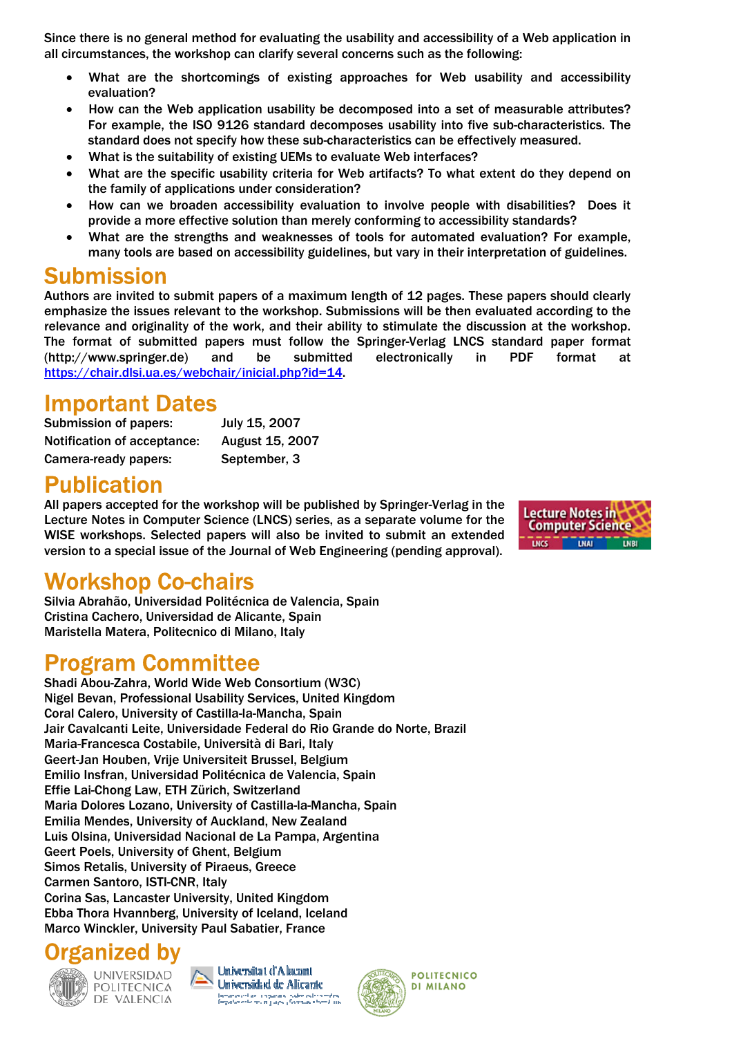Since there is no general method for evaluating the usability and accessibility of a Web application in all circumstances, the workshop can clarify several concerns such as the following:

- What are the shortcomings of existing approaches for Web usability and accessibility evaluation?
- How can the Web application usability be decomposed into a set of measurable attributes? For example, the ISO 9126 standard decomposes usability into five sub-characteristics. The standard does not specify how these sub-characteristics can be effectively measured.
- What is the suitability of existing UEMs to evaluate Web interfaces?
- What are the specific usability criteria for Web artifacts? To what extent do they depend on the family of applications under consideration?
- How can we broaden accessibility evaluation to involve people with disabilities? Does it provide a more effective solution than merely conforming to accessibility standards?
- What are the strengths and weaknesses of tools for automated evaluation? For example, many tools are based on accessibility guidelines, but vary in their interpretation of guidelines.

# Submission

Authors are invited to submit papers of a maximum length of 12 pages. These papers should clearly emphasize the issues relevant to the workshop. Submissions will be then evaluated according to the relevance and originality of the work, and their ability to stimulate the discussion at the workshop. The format of submitted papers must follow the Springer-Verlag LNCS standard paper format (http://www.springer.de) and be submitted electronically in PDF format at https://chair.dlsi.ua.es/webchair/inicial.php?id=14.

# Important Dates

| | |
|---|---|
| Submission of papers: | July 15, 2007 |
| Notification of acceptance: | August 15, 2007 |
| Camera-ready papers: | September, 3 |

# Publication

All papers accepted for the workshop will be published by Springer-Verlag in the Lecture Notes in Computer Science (LNCS) series, as a separate volume for the WISE workshops. Selected papers will also be invited to submit an extended version to a special issue of the Journal of Web Engineering (pending approval).

# Workshop Co-chairs

Silvia Abrahão, Universidad Politécnica de Valencia, Spain
Cristina Cachero, Universidad de Alicante, Spain
Maristella Matera, Politecnico di Milano, Italy

# Program Committee

Shadi Abou-Zahra, World Wide Web Consortium (W3C)
Nigel Bevan, Professional Usability Services, United Kingdom
Coral Calero, University of Castilla-la-Mancha, Spain
Jair Cavalcanti Leite, Universidade Federal do Rio Grande do Norte, Brazil
Maria-Francesca Costabile, Università di Bari, Italy
Geert-Jan Houben, Vrije Universiteit Brussel, Belgium
Emilio Insfran, Universidad Politécnica de Valencia, Spain
Effie Lai-Chong Law, ETH Zürich, Switzerland
Maria Dolores Lozano, University of Castilla-la-Mancha, Spain
Emilia Mendes, University of Auckland, New Zealand
Luis Olsina, Universidad Nacional de La Pampa, Argentina
Geert Poels, University of Ghent, Belgium
Simos Retalis, University of Piraeus, Greece
Carmen Santoro, ISTI-CNR, Italy
Corina Sas, Lancaster University, United Kingdom
Ebba Thora Hvannberg, University of Iceland, Iceland
Marco Winckler, University Paul Sabatier, France

# Organized by

UNIVERSIDAD POLITECNICA DE VALENCIA

Universitat d'Alacant
Universidad de Alicante

POLITECNICO DI MILANO